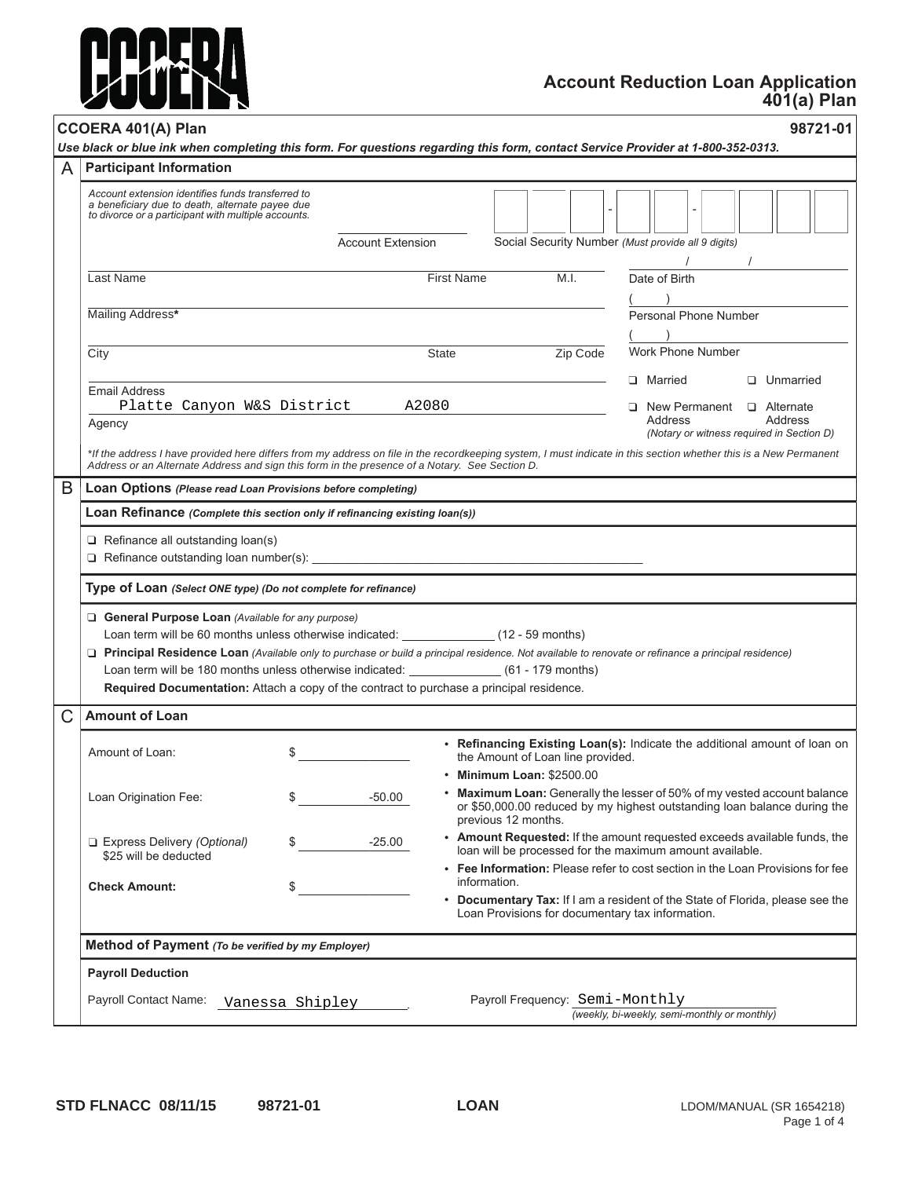# CCOERA

## Account Reduction Loan Application 401(a) Plan

**CCOERA 401(A) Plan** **98721-01**

***Use black or blue ink when completing this form. For questions regarding this form, contact Service Provider at 1-800-352-0313.***

## A Participant Information

*Account extension identifies funds transferred to a beneficiary due to death, alternate payee due to divorce or a participant with multiple accounts.*

Account Extension: ________ Social Security Number *(Must provide all 9 digits)*: ___ - __ - ____

Last Name: ________ First Name: ________ M.I.: ____ Date of Birth: __/__/____

Mailing Address*: ________ Personal Phone Number: (   ) ________

City: ________ State: ____ Zip Code: ________ Work Phone Number: (   ) ________

Email Address: ________

❑ Married ❑ Unmarried

Agency: Platte Canyon W&S District A2080

❑ New Permanent Address ❑ Alternate Address
*(Notary or witness required in Section D)*

**If the address I have provided here differs from my address on file in the recordkeeping system, I must indicate in this section whether this is a New Permanent Address or an Alternate Address and sign this form in the presence of a Notary. See Section D.*

## B Loan Options *(Please read Loan Provisions before completing)*

### Loan Refinance *(Complete this section only if refinancing existing loan(s))*

❑ Refinance all outstanding loan(s)
❑ Refinance outstanding loan number(s): ________________

### Type of Loan *(Select ONE type) (Do not complete for refinance)*

❑ **General Purpose Loan** *(Available for any purpose)*
Loan term will be 60 months unless otherwise indicated: __________ (12 - 59 months)

❑ **Principal Residence Loan** *(Available only to purchase or build a principal residence. Not available to renovate or refinance a principal residence)*
Loan term will be 180 months unless otherwise indicated: __________ (61 - 179 months)

**Required Documentation:** Attach a copy of the contract to purchase a principal residence.

## C Amount of Loan

| | |
|---|---|
| Amount of Loan: | $ ________ |
| Loan Origination Fee: | $ -50.00 |
| ❑ Express Delivery *(Optional)* $25 will be deducted | $ -25.00 |
| **Check Amount:** | $ ________ |

- **Refinancing Existing Loan(s):** Indicate the additional amount of loan on the Amount of Loan line provided.
- **Minimum Loan:** $2500.00
- **Maximum Loan:** Generally the lesser of 50% of my vested account balance or $50,000.00 reduced by my highest outstanding loan balance during the previous 12 months.
- **Amount Requested:** If the amount requested exceeds available funds, the loan will be processed for the maximum amount available.
- **Fee Information:** Please refer to cost section in the Loan Provisions for fee information.
- **Documentary Tax:** If I am a resident of the State of Florida, please see the Loan Provisions for documentary tax information.

### Method of Payment *(To be verified by my Employer)*

**Payroll Deduction**

Payroll Contact Name: Vanessa Shipley

Payroll Frequency: Semi-Monthly
*(weekly, bi-weekly, semi-monthly or monthly)*

**STD FLNACC 08/11/15** **98721-01** **LOAN** LDOM/MANUAL (SR 1654218)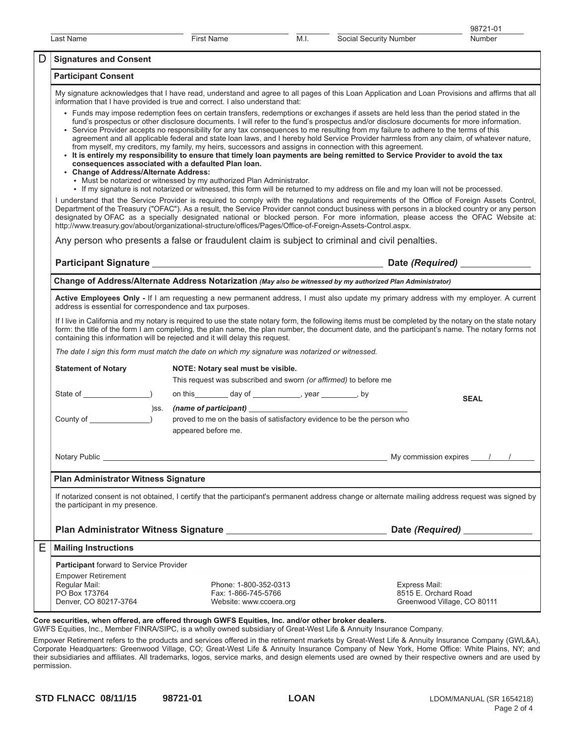Last Name ____ First Name ____ M.I. ____ Social Security Number ____ 98721-01 Number

## D Signatures and Consent

### Participant Consent

My signature acknowledges that I have read, understand and agree to all pages of this Loan Application and Loan Provisions and affirms that all information that I have provided is true and correct. I also understand that:

- Funds may impose redemption fees on certain transfers, redemptions or exchanges if assets are held less than the period stated in the fund's prospectus or other disclosure documents. I will refer to the fund's prospectus and/or disclosure documents for more information.
- Service Provider accepts no responsibility for any tax consequences to me resulting from my failure to adhere to the terms of this agreement and all applicable federal and state loan laws, and I hereby hold Service Provider harmless from any claim, of whatever nature, from myself, my creditors, my family, my heirs, successors and assigns in connection with this agreement.
- **It is entirely my responsibility to ensure that timely loan payments are being remitted to Service Provider to avoid the tax consequences associated with a defaulted Plan loan.**
- **Change of Address/Alternate Address:**
  - Must be notarized or witnessed by my authorized Plan Administrator.
  - If my signature is not notarized or witnessed, this form will be returned to my address on file and my loan will not be processed.

I understand that the Service Provider is required to comply with the regulations and requirements of the Office of Foreign Assets Control, Department of the Treasury ("OFAC"). As a result, the Service Provider cannot conduct business with persons in a blocked country or any person designated by OFAC as a specially designated national or blocked person. For more information, please access the OFAC Website at: http://www.treasury.gov/about/organizational-structure/offices/Pages/Office-of-Foreign-Assets-Control.aspx.

Any person who presents a false or fraudulent claim is subject to criminal and civil penalties.

**Participant Signature** ____________________ **Date *(Required)*** ____________

### Change of Address/Alternate Address Notarization *(May also be witnessed by my authorized Plan Administrator)*

**Active Employees Only -** If I am requesting a new permanent address, I must also update my primary address with my employer. A current address is essential for correspondence and tax purposes.

If I live in California and my notary is required to use the state notary form, the following items must be completed by the notary on the state notary form: the title of the form I am completing, the plan name, the plan number, the document date, and the participant's name. The notary forms not containing this information will be rejected and it will delay this request.

*The date I sign this form must match the date on which my signature was notarized or witnessed.*

**Statement of Notary**

**NOTE: Notary seal must be visible.**

This request was subscribed and sworn *(or affirmed)* to before me

State of ____________ )

)ss.

County of ____________ )

on this ______ day of __________, year ________, by

*(name of participant)* ______________________________

proved to me on the basis of satisfactory evidence to be the person who appeared before me.

**SEAL**

Notary Public ______________________________ My commission expires ____/____/____

### Plan Administrator Witness Signature

If notarized consent is not obtained, I certify that the participant's permanent address change or alternate mailing address request was signed by the participant in my presence.

**Plan Administrator Witness Signature** ____________________ **Date *(Required)*** ____________

## E Mailing Instructions

**Participant** forward to Service Provider

Empower Retirement
Regular Mail:
PO Box 173764
Denver, CO 80217-3764

Phone: 1-800-352-0313
Fax: 1-866-745-5766
Website: www.ccoera.org

Express Mail:
8515 E. Orchard Road
Greenwood Village, CO 80111

**Core securities, when offered, are offered through GWFS Equities, Inc. and/or other broker dealers.**
GWFS Equities, Inc., Member FINRA/SIPC, is a wholly owned subsidiary of Great-West Life & Annuity Insurance Company.

Empower Retirement refers to the products and services offered in the retirement markets by Great-West Life & Annuity Insurance Company (GWL&A), Corporate Headquarters: Greenwood Village, CO; Great-West Life & Annuity Insurance Company of New York, Home Office: White Plains, NY; and their subsidiaries and affiliates. All trademarks, logos, service marks, and design elements used are owned by their respective owners and are used by permission.

**STD FLNACC 08/11/15** **98721-01** **LOAN** LDOM/MANUAL (SR 1654218)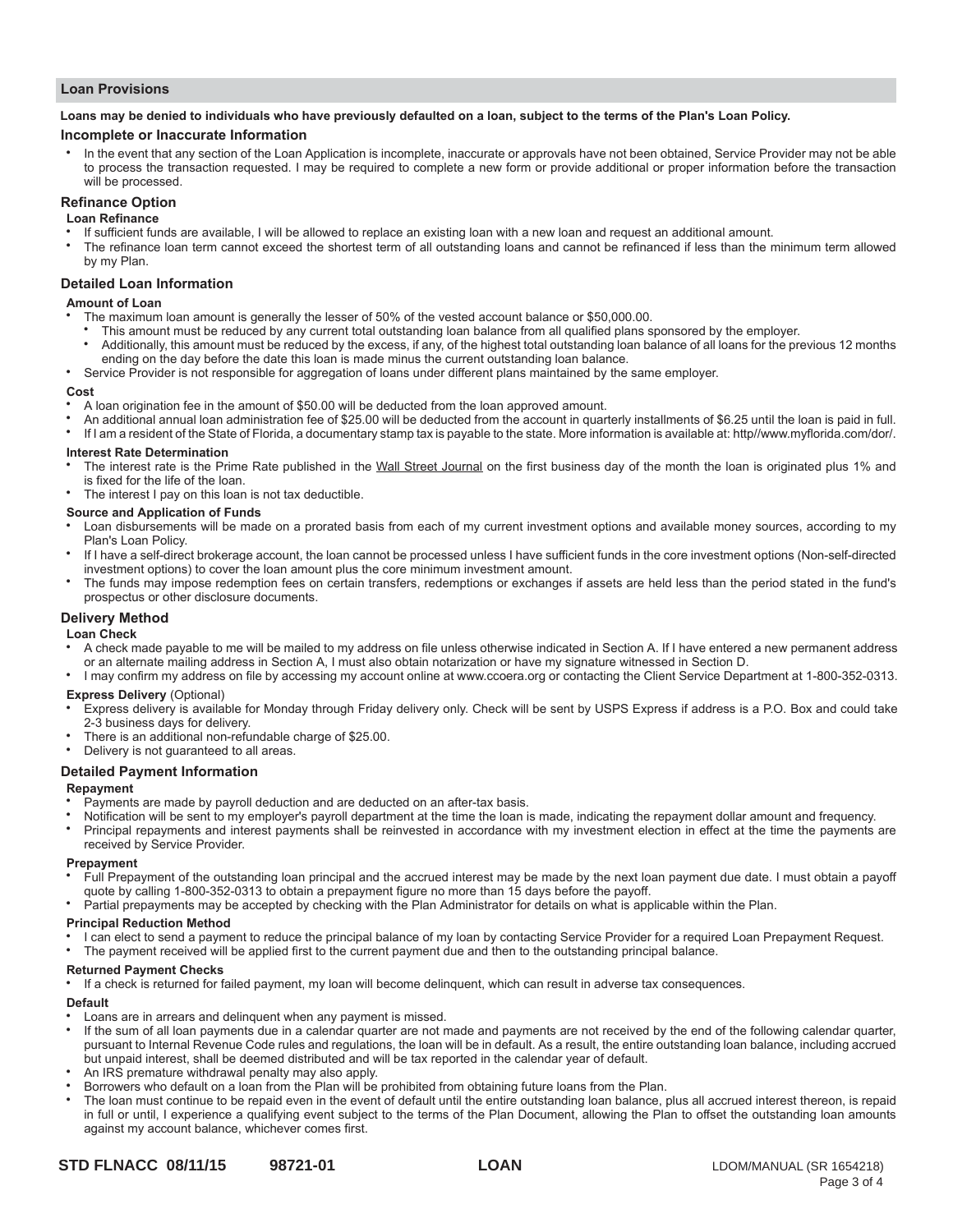## Loan Provisions

**Loans may be denied to individuals who have previously defaulted on a loan, subject to the terms of the Plan's Loan Policy.**

### Incomplete or Inaccurate Information

- In the event that any section of the Loan Application is incomplete, inaccurate or approvals have not been obtained, Service Provider may not be able to process the transaction requested. I may be required to complete a new form or provide additional or proper information before the transaction will be processed.

### Refinance Option

**Loan Refinance**

- If sufficient funds are available, I will be allowed to replace an existing loan with a new loan and request an additional amount.
- The refinance loan term cannot exceed the shortest term of all outstanding loans and cannot be refinanced if less than the minimum term allowed by my Plan.

### Detailed Loan Information

**Amount of Loan**

- The maximum loan amount is generally the lesser of 50% of the vested account balance or $50,000.00.
  - This amount must be reduced by any current total outstanding loan balance from all qualified plans sponsored by the employer.
  - Additionally, this amount must be reduced by the excess, if any, of the highest total outstanding loan balance of all loans for the previous 12 months ending on the day before the date this loan is made minus the current outstanding loan balance.
- Service Provider is not responsible for aggregation of loans under different plans maintained by the same employer.

**Cost**

- A loan origination fee in the amount of $50.00 will be deducted from the loan approved amount.
- An additional annual loan administration fee of $25.00 will be deducted from the account in quarterly installments of $6.25 until the loan is paid in full.
- If I am a resident of the State of Florida, a documentary stamp tax is payable to the state. More information is available at: http//www.myflorida.com/dor/.

**Interest Rate Determination**

- The interest rate is the Prime Rate published in the Wall Street Journal on the first business day of the month the loan is originated plus 1% and is fixed for the life of the loan.
- The interest I pay on this loan is not tax deductible.

**Source and Application of Funds**

- Loan disbursements will be made on a prorated basis from each of my current investment options and available money sources, according to my Plan's Loan Policy.
- If I have a self-direct brokerage account, the loan cannot be processed unless I have sufficient funds in the core investment options (Non-self-directed investment options) to cover the loan amount plus the core minimum investment amount.
- The funds may impose redemption fees on certain transfers, redemptions or exchanges if assets are held less than the period stated in the fund's prospectus or other disclosure documents.

### Delivery Method

**Loan Check**

- A check made payable to me will be mailed to my address on file unless otherwise indicated in Section A. If I have entered a new permanent address or an alternate mailing address in Section A, I must also obtain notarization or have my signature witnessed in Section D.
- I may confirm my address on file by accessing my account online at www.ccoera.org or contacting the Client Service Department at 1-800-352-0313.

**Express Delivery** (Optional)

- Express delivery is available for Monday through Friday delivery only. Check will be sent by USPS Express if address is a P.O. Box and could take 2-3 business days for delivery.
- There is an additional non-refundable charge of $25.00.
- Delivery is not guaranteed to all areas.

### Detailed Payment Information

**Repayment**

- Payments are made by payroll deduction and are deducted on an after-tax basis.
- Notification will be sent to my employer's payroll department at the time the loan is made, indicating the repayment dollar amount and frequency.
- Principal repayments and interest payments shall be reinvested in accordance with my investment election in effect at the time the payments are received by Service Provider.

**Prepayment**

- Full Prepayment of the outstanding loan principal and the accrued interest may be made by the next loan payment due date. I must obtain a payoff quote by calling 1-800-352-0313 to obtain a prepayment figure no more than 15 days before the payoff.
- Partial prepayments may be accepted by checking with the Plan Administrator for details on what is applicable within the Plan.

**Principal Reduction Method**

- I can elect to send a payment to reduce the principal balance of my loan by contacting Service Provider for a required Loan Prepayment Request.
- The payment received will be applied first to the current payment due and then to the outstanding principal balance.

**Returned Payment Checks**

- If a check is returned for failed payment, my loan will become delinquent, which can result in adverse tax consequences.

**Default**

- Loans are in arrears and delinquent when any payment is missed.
- If the sum of all loan payments due in a calendar quarter are not made and payments are not received by the end of the following calendar quarter, pursuant to Internal Revenue Code rules and regulations, the loan will be in default. As a result, the entire outstanding loan balance, including accrued but unpaid interest, shall be deemed distributed and will be tax reported in the calendar year of default.
- An IRS premature withdrawal penalty may also apply.
- Borrowers who default on a loan from the Plan will be prohibited from obtaining future loans from the Plan.
- The loan must continue to be repaid even in the event of default until the entire outstanding loan balance, plus all accrued interest thereon, is repaid in full or until, I experience a qualifying event subject to the terms of the Plan Document, allowing the Plan to offset the outstanding loan amounts against my account balance, whichever comes first.

STD FLNACC 08/11/15 98721-01 LOAN LDOM/MANUAL (SR 1654218)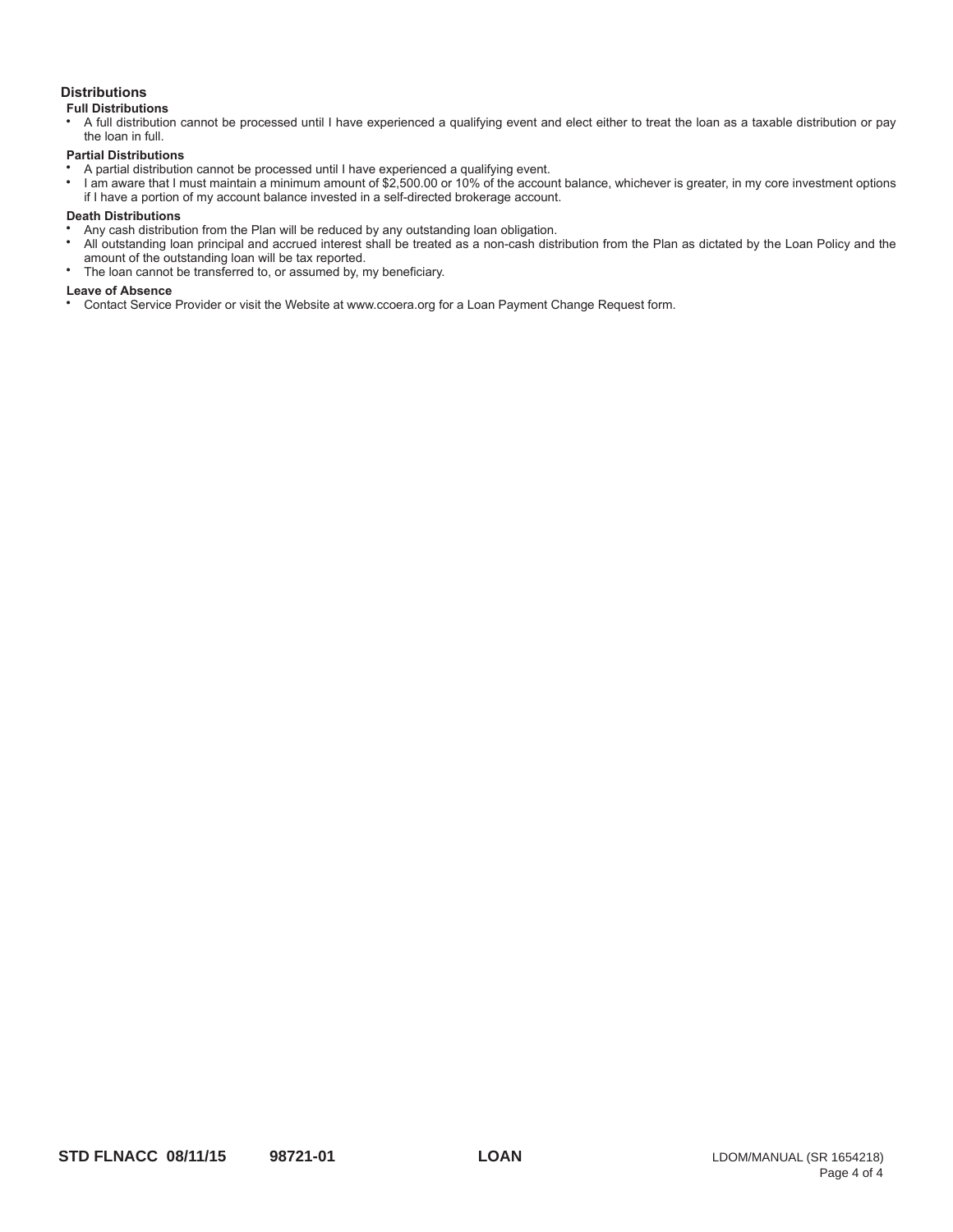## Distributions

### Full Distributions

- A full distribution cannot be processed until I have experienced a qualifying event and elect either to treat the loan as a taxable distribution or pay the loan in full.

### Partial Distributions

- A partial distribution cannot be processed until I have experienced a qualifying event.
- I am aware that I must maintain a minimum amount of $2,500.00 or 10% of the account balance, whichever is greater, in my core investment options if I have a portion of my account balance invested in a self-directed brokerage account.

### Death Distributions

- Any cash distribution from the Plan will be reduced by any outstanding loan obligation.
- All outstanding loan principal and accrued interest shall be treated as a non-cash distribution from the Plan as dictated by the Loan Policy and the amount of the outstanding loan will be tax reported.
- The loan cannot be transferred to, or assumed by, my beneficiary.

### Leave of Absence

- Contact Service Provider or visit the Website at www.ccoera.org for a Loan Payment Change Request form.